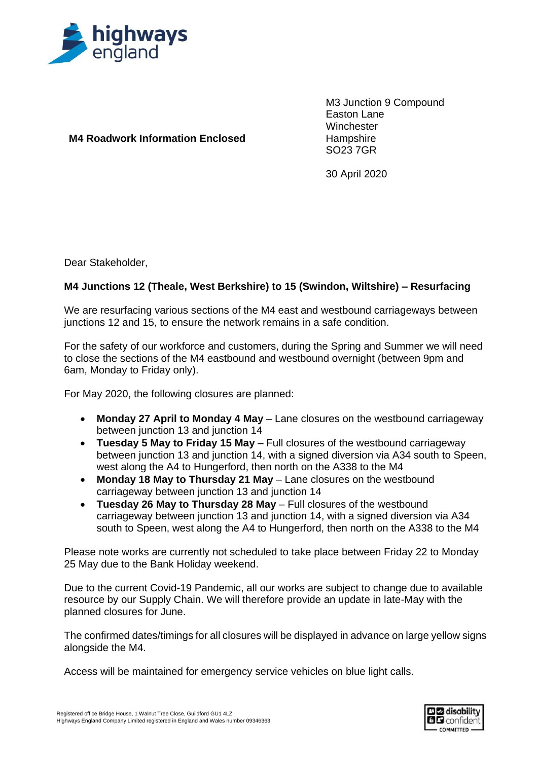highways england

**M4 Roadwork Information Enclosed**

M3 Junction 9 Compound
Easton Lane
Winchester
Hampshire
SO23 7GR

30 April 2020

Dear Stakeholder,

**M4 Junctions 12 (Theale, West Berkshire) to 15 (Swindon, Wiltshire) – Resurfacing**

We are resurfacing various sections of the M4 east and westbound carriageways between junctions 12 and 15, to ensure the network remains in a safe condition.

For the safety of our workforce and customers, during the Spring and Summer we will need to close the sections of the M4 eastbound and westbound overnight (between 9pm and 6am, Monday to Friday only).

For May 2020, the following closures are planned:

- **Monday 27 April to Monday 4 May** – Lane closures on the westbound carriageway between junction 13 and junction 14
- **Tuesday 5 May to Friday 15 May** – Full closures of the westbound carriageway between junction 13 and junction 14, with a signed diversion via A34 south to Speen, west along the A4 to Hungerford, then north on the A338 to the M4
- **Monday 18 May to Thursday 21 May** – Lane closures on the westbound carriageway between junction 13 and junction 14
- **Tuesday 26 May to Thursday 28 May** – Full closures of the westbound carriageway between junction 13 and junction 14, with a signed diversion via A34 south to Speen, west along the A4 to Hungerford, then north on the A338 to the M4

Please note works are currently not scheduled to take place between Friday 22 to Monday 25 May due to the Bank Holiday weekend.

Due to the current Covid-19 Pandemic, all our works are subject to change due to available resource by our Supply Chain. We will therefore provide an update in late-May with the planned closures for June.

The confirmed dates/timings for all closures will be displayed in advance on large yellow signs alongside the M4.

Access will be maintained for emergency service vehicles on blue light calls.

Registered office Bridge House, 1 Walnut Tree Close, Guildford GU1 4LZ
Highways England Company Limited registered in England and Wales number 09346363

disability confident COMMITTED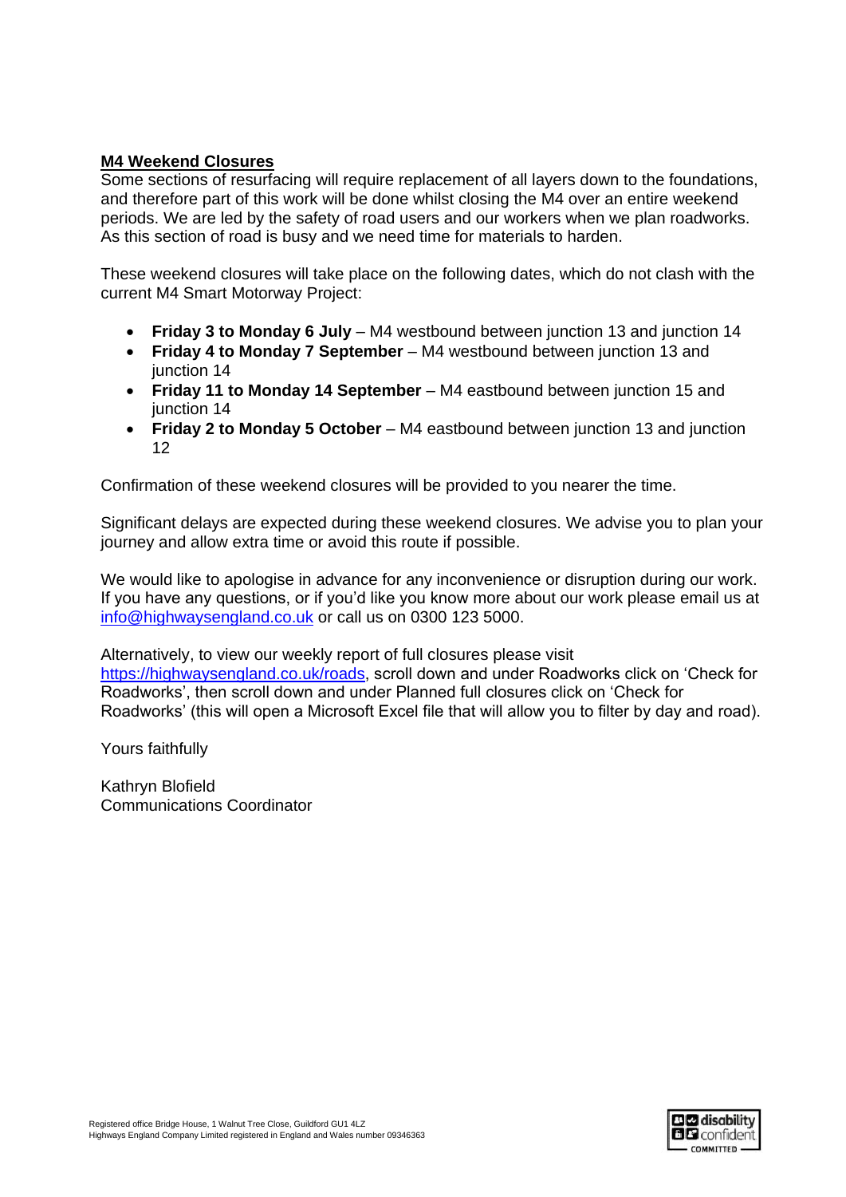**M4 Weekend Closures**

Some sections of resurfacing will require replacement of all layers down to the foundations, and therefore part of this work will be done whilst closing the M4 over an entire weekend periods. We are led by the safety of road users and our workers when we plan roadworks. As this section of road is busy and we need time for materials to harden.

These weekend closures will take place on the following dates, which do not clash with the current M4 Smart Motorway Project:

- **Friday 3 to Monday 6 July** – M4 westbound between junction 13 and junction 14
- **Friday 4 to Monday 7 September** – M4 westbound between junction 13 and junction 14
- **Friday 11 to Monday 14 September** – M4 eastbound between junction 15 and junction 14
- **Friday 2 to Monday 5 October** – M4 eastbound between junction 13 and junction 12

Confirmation of these weekend closures will be provided to you nearer the time.

Significant delays are expected during these weekend closures. We advise you to plan your journey and allow extra time or avoid this route if possible.

We would like to apologise in advance for any inconvenience or disruption during our work. If you have any questions, or if you'd like you know more about our work please email us at info@highwaysengland.co.uk or call us on 0300 123 5000.

Alternatively, to view our weekly report of full closures please visit https://highwaysengland.co.uk/roads, scroll down and under Roadworks click on 'Check for Roadworks', then scroll down and under Planned full closures click on 'Check for Roadworks' (this will open a Microsoft Excel file that will allow you to filter by day and road).

Yours faithfully

Kathryn Blofield
Communications Coordinator

Registered office Bridge House, 1 Walnut Tree Close, Guildford GU1 4LZ
Highways England Company Limited registered in England and Wales number 09346363

disability confident COMMITTED